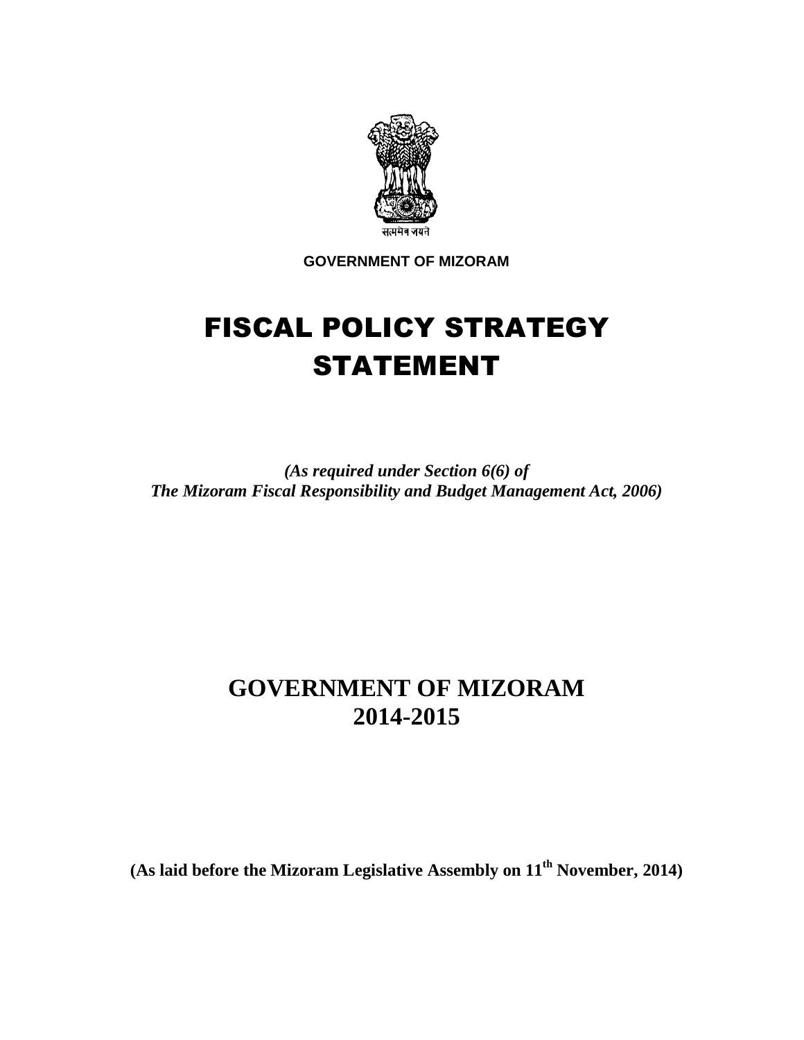सत्यमेव जयते

**GOVERNMENT OF MIZORAM**

# FISCAL POLICY STRATEGY STATEMENT

***(As required under Section 6(6) of The Mizoram Fiscal Responsibility and Budget Management Act, 2006)***

## GOVERNMENT OF MIZORAM 2014-2015

**(As laid before the Mizoram Legislative Assembly on 11th November, 2014)**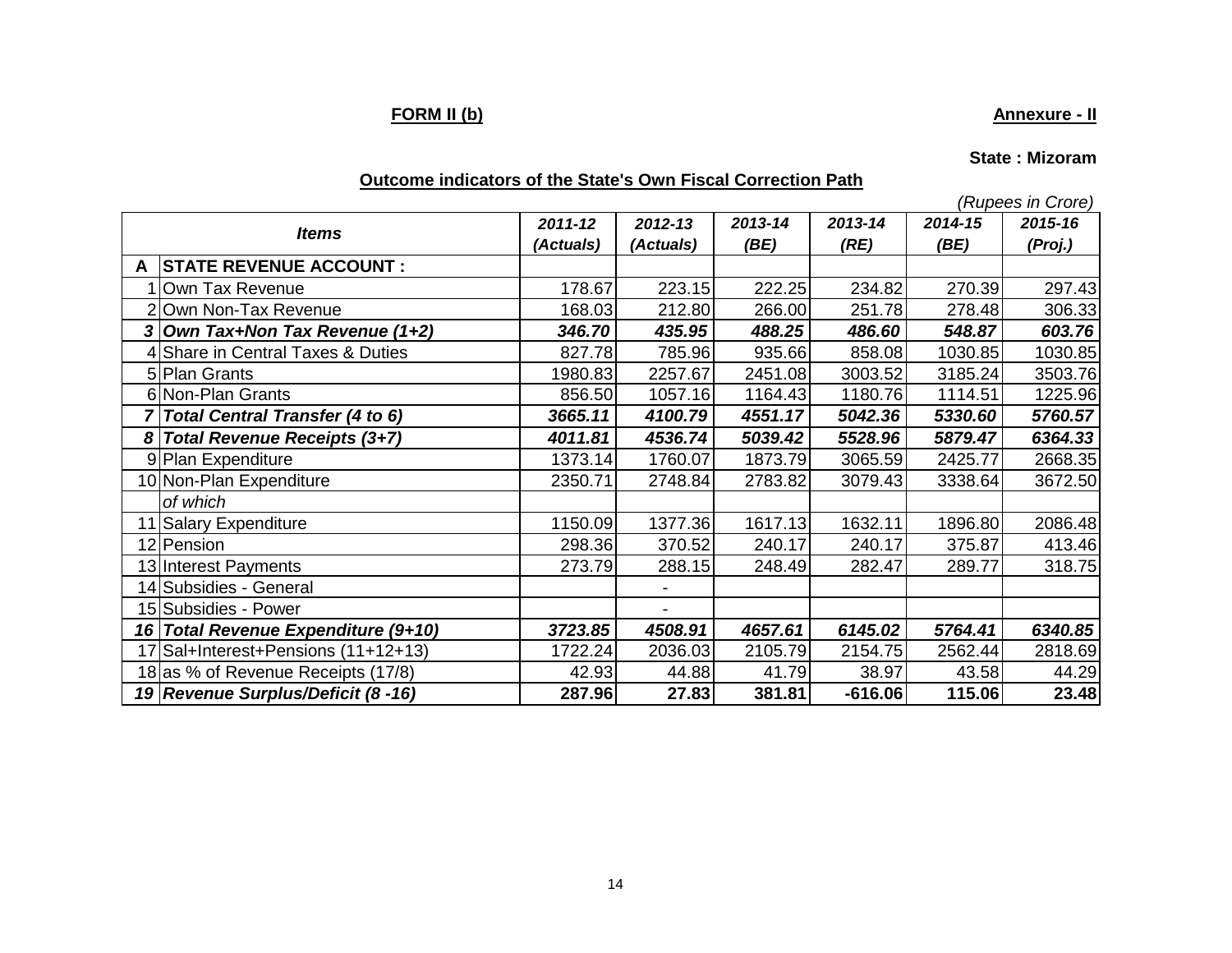**FORM II (b)**

**Annexure - II**

**State : Mizoram**

**Outcome indicators of the State's Own Fiscal Correction Path**

*(Rupees in Crore)*

| | *Items* | *2011-12 (Actuals)* | *2012-13 (Actuals)* | *2013-14 (BE)* | *2013-14 (RE)* | *2014-15 (BE)* | *2015-16 (Proj.)* |
|---|---|---|---|---|---|---|---|
| **A** | **STATE REVENUE ACCOUNT :** | | | | | | |
| 1 | Own Tax Revenue | 178.67 | 223.15 | 222.25 | 234.82 | 270.39 | 297.43 |
| 2 | Own Non-Tax Revenue | 168.03 | 212.80 | 266.00 | 251.78 | 278.48 | 306.33 |
| ***3*** | ***Own Tax+Non Tax Revenue (1+2)*** | ***346.70*** | ***435.95*** | ***488.25*** | ***486.60*** | ***548.87*** | ***603.76*** |
| 4 | Share in Central Taxes & Duties | 827.78 | 785.96 | 935.66 | 858.08 | 1030.85 | 1030.85 |
| 5 | Plan Grants | 1980.83 | 2257.67 | 2451.08 | 3003.52 | 3185.24 | 3503.76 |
| 6 | Non-Plan Grants | 856.50 | 1057.16 | 1164.43 | 1180.76 | 1114.51 | 1225.96 |
| ***7*** | ***Total Central Transfer (4 to 6)*** | ***3665.11*** | ***4100.79*** | ***4551.17*** | ***5042.36*** | ***5330.60*** | ***5760.57*** |
| ***8*** | ***Total Revenue Receipts (3+7)*** | ***4011.81*** | ***4536.74*** | ***5039.42*** | ***5528.96*** | ***5879.47*** | ***6364.33*** |
| 9 | Plan Expenditure | 1373.14 | 1760.07 | 1873.79 | 3065.59 | 2425.77 | 2668.35 |
| 10 | Non-Plan Expenditure | 2350.71 | 2748.84 | 2783.82 | 3079.43 | 3338.64 | 3672.50 |
| | *of which* | | | | | | |
| 11 | Salary Expenditure | 1150.09 | 1377.36 | 1617.13 | 1632.11 | 1896.80 | 2086.48 |
| 12 | Pension | 298.36 | 370.52 | 240.17 | 240.17 | 375.87 | 413.46 |
| 13 | Interest Payments | 273.79 | 288.15 | 248.49 | 282.47 | 289.77 | 318.75 |
| 14 | Subsidies - General | | - | | | | |
| 15 | Subsidies - Power | | - | | | | |
| ***16*** | ***Total Revenue Expenditure (9+10)*** | ***3723.85*** | ***4508.91*** | ***4657.61*** | ***6145.02*** | ***5764.41*** | ***6340.85*** |
| 17 | Sal+Interest+Pensions (11+12+13) | 1722.24 | 2036.03 | 2105.79 | 2154.75 | 2562.44 | 2818.69 |
| 18 | as % of Revenue Receipts (17/8) | 42.93 | 44.88 | 41.79 | 38.97 | 43.58 | 44.29 |
| ***19*** | ***Revenue Surplus/Deficit (8 -16)*** | **287.96** | **27.83** | **381.81** | **-616.06** | **115.06** | **23.48** |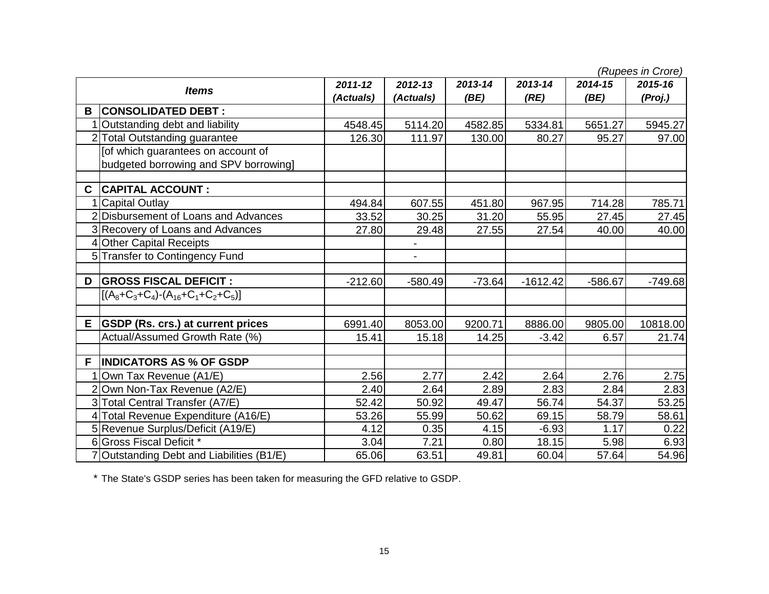*(Rupees in Crore)*

| | *Items* | *2011-12 (Actuals)* | *2012-13 (Actuals)* | *2013-14 (BE)* | *2013-14 (RE)* | *2014-15 (BE)* | *2015-16 (Proj.)* |
|---|---|---|---|---|---|---|---|
| **B** | **CONSOLIDATED DEBT :** | | | | | | |
| 1 | Outstanding debt and liability | 4548.45 | 5114.20 | 4582.85 | 5334.81 | 5651.27 | 5945.27 |
| 2 | Total Outstanding guarantee | 126.30 | 111.97 | 130.00 | 80.27 | 95.27 | 97.00 |
| | [of which guarantees on account of budgeted borrowing and SPV borrowing] | | | | | | |
| | | | | | | | |
| **C** | **CAPITAL ACCOUNT :** | | | | | | |
| 1 | Capital Outlay | 494.84 | 607.55 | 451.80 | 967.95 | 714.28 | 785.71 |
| 2 | Disbursement of Loans and Advances | 33.52 | 30.25 | 31.20 | 55.95 | 27.45 | 27.45 |
| 3 | Recovery of Loans and Advances | 27.80 | 29.48 | 27.55 | 27.54 | 40.00 | 40.00 |
| 4 | Other Capital Receipts | | - | | | | |
| 5 | Transfer to Contingency Fund | | - | | | | |
| | | | | | | | |
| **D** | **GROSS FISCAL DEFICIT :** | -212.60 | -580.49 | -73.64 | -1612.42 | -586.67 | -749.68 |
| | $[(A_8+C_3+C_4)-(A_{16}+C_1+C_2+C_5)]$ | | | | | | |
| | | | | | | | |
| **E** | **GSDP (Rs. crs.) at current prices** | 6991.40 | 8053.00 | 9200.71 | 8886.00 | 9805.00 | 10818.00 |
| | Actual/Assumed Growth Rate (%) | 15.41 | 15.18 | 14.25 | -3.42 | 6.57 | 21.74 |
| | | | | | | | |
| **F** | **INDICATORS AS % OF GSDP** | | | | | | |
| 1 | Own Tax Revenue (A1/E) | 2.56 | 2.77 | 2.42 | 2.64 | 2.76 | 2.75 |
| 2 | Own Non-Tax Revenue (A2/E) | 2.40 | 2.64 | 2.89 | 2.83 | 2.84 | 2.83 |
| 3 | Total Central Transfer (A7/E) | 52.42 | 50.92 | 49.47 | 56.74 | 54.37 | 53.25 |
| 4 | Total Revenue Expenditure (A16/E) | 53.26 | 55.99 | 50.62 | 69.15 | 58.79 | 58.61 |
| 5 | Revenue Surplus/Deficit (A19/E) | 4.12 | 0.35 | 4.15 | -6.93 | 1.17 | 0.22 |
| 6 | Gross Fiscal Deficit * | 3.04 | 7.21 | 0.80 | 18.15 | 5.98 | 6.93 |
| 7 | Outstanding Debt and Liabilities (B1/E) | 65.06 | 63.51 | 49.81 | 60.04 | 57.64 | 54.96 |

\* The State's GSDP series has been taken for measuring the GFD relative to GSDP.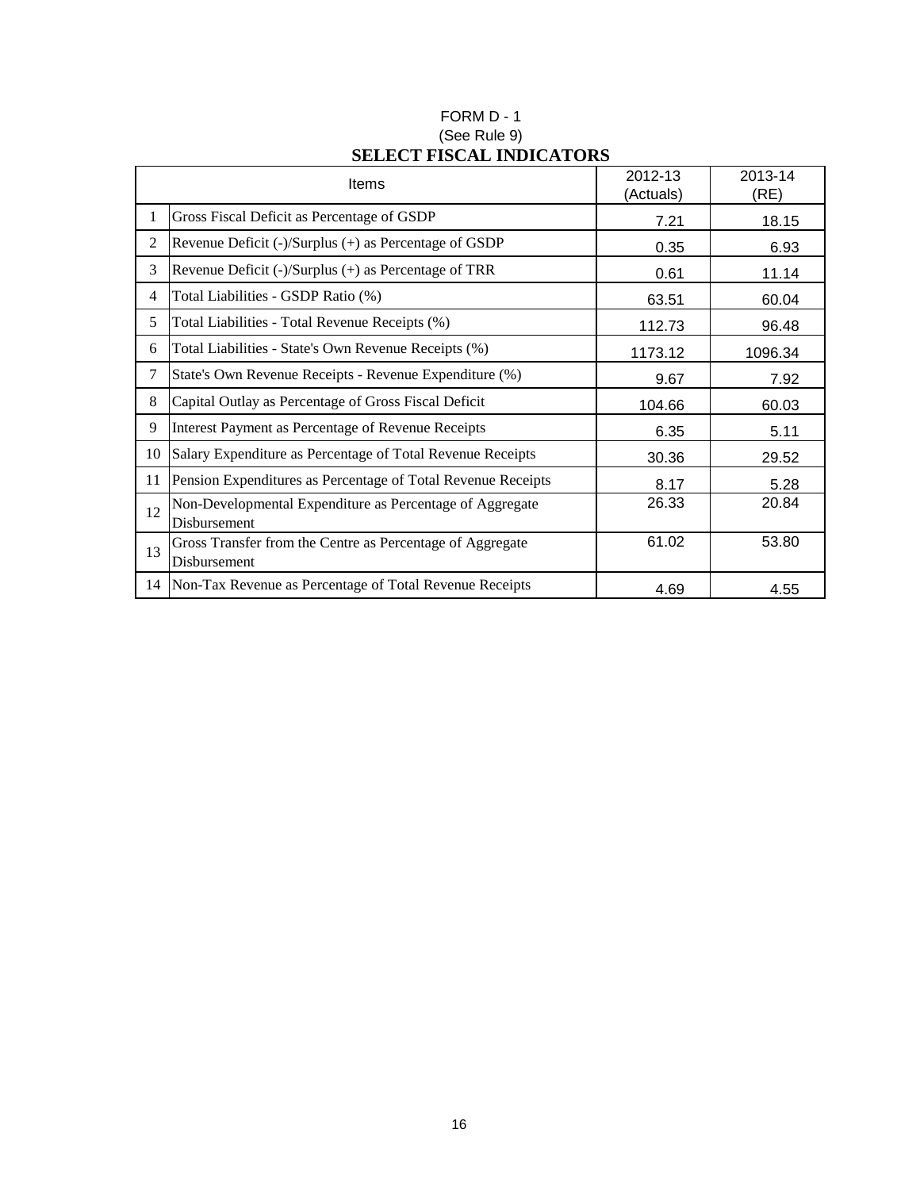FORM D - 1

(See Rule 9)

# SELECT FISCAL INDICATORS

| | Items | 2012-13 (Actuals) | 2013-14 (RE) |
|---|---|---|---|
| 1 | Gross Fiscal Deficit as Percentage of GSDP | 7.21 | 18.15 |
| 2 | Revenue Deficit (-)/Surplus (+) as Percentage of GSDP | 0.35 | 6.93 |
| 3 | Revenue Deficit (-)/Surplus (+) as Percentage of TRR | 0.61 | 11.14 |
| 4 | Total Liabilities - GSDP Ratio (%) | 63.51 | 60.04 |
| 5 | Total Liabilities - Total Revenue Receipts (%) | 112.73 | 96.48 |
| 6 | Total Liabilities - State's Own Revenue Receipts (%) | 1173.12 | 1096.34 |
| 7 | State's Own Revenue Receipts - Revenue Expenditure (%) | 9.67 | 7.92 |
| 8 | Capital Outlay as Percentage of Gross Fiscal Deficit | 104.66 | 60.03 |
| 9 | Interest Payment as Percentage of Revenue Receipts | 6.35 | 5.11 |
| 10 | Salary Expenditure as Percentage of Total Revenue Receipts | 30.36 | 29.52 |
| 11 | Pension Expenditures as Percentage of Total Revenue Receipts | 8.17 | 5.28 |
| 12 | Non-Developmental Expenditure as Percentage of Aggregate Disbursement | 26.33 | 20.84 |
| 13 | Gross Transfer from the Centre as Percentage of Aggregate Disbursement | 61.02 | 53.80 |
| 14 | Non-Tax Revenue as Percentage of Total Revenue Receipts | 4.69 | 4.55 |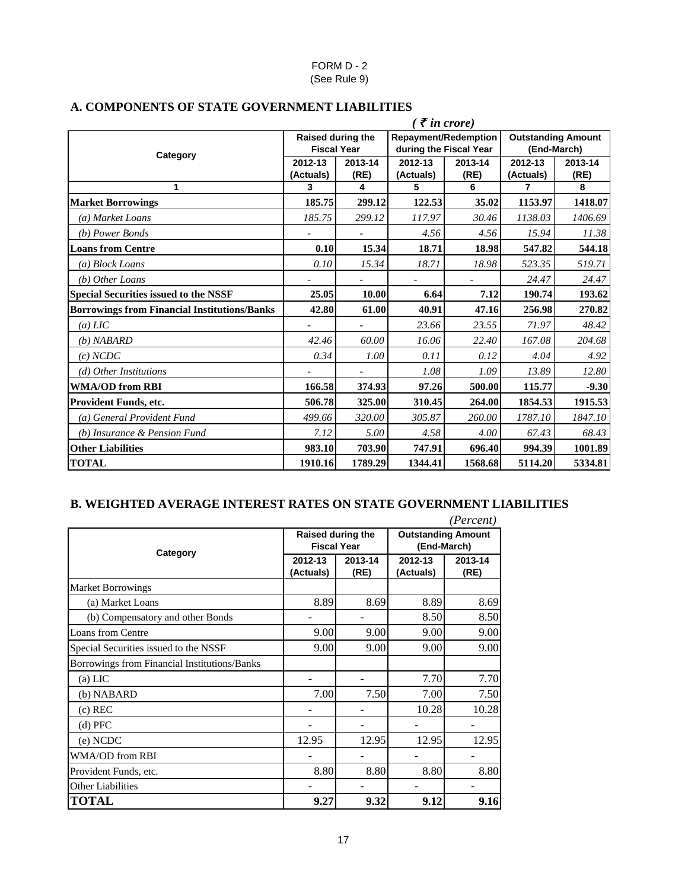FORM D - 2
(See Rule 9)

## A. COMPONENTS OF STATE GOVERNMENT LIABILITIES

*(₹ in crore)*

| Category | Raised during the Fiscal Year | | Repayment/Redemption during the Fiscal Year | | Outstanding Amount (End-March) | |
|---|---|---|---|---|---|---|
| | 2012-13 (Actuals) | 2013-14 (RE) | 2012-13 (Actuals) | 2013-14 (RE) | 2012-13 (Actuals) | 2013-14 (RE) |
| 1 | 3 | 4 | 5 | 6 | 7 | 8 |
| **Market Borrowings** | **185.75** | **299.12** | **122.53** | **35.02** | **1153.97** | **1418.07** |
| *(a) Market Loans* | *185.75* | *299.12* | *117.97* | *30.46* | *1138.03* | *1406.69* |
| *(b) Power Bonds* | - | - | *4.56* | *4.56* | *15.94* | *11.38* |
| **Loans from Centre** | **0.10** | **15.34** | **18.71** | **18.98** | **547.82** | **544.18** |
| *(a) Block Loans* | *0.10* | *15.34* | *18.71* | *18.98* | *523.35* | *519.71* |
| *(b) Other Loans* | - | - | - | - | *24.47* | *24.47* |
| **Special Securities issued to the NSSF** | **25.05** | **10.00** | **6.64** | **7.12** | **190.74** | **193.62** |
| **Borrowings from Financial Institutions/Banks** | **42.80** | **61.00** | **40.91** | **47.16** | **256.98** | **270.82** |
| *(a) LIC* | - | - | *23.66* | *23.55* | *71.97* | *48.42* |
| *(b) NABARD* | *42.46* | *60.00* | *16.06* | *22.40* | *167.08* | *204.68* |
| *(c) NCDC* | *0.34* | *1.00* | *0.11* | *0.12* | *4.04* | *4.92* |
| *(d) Other Institutions* | - | - | *1.08* | *1.09* | *13.89* | *12.80* |
| **WMA/OD from RBI** | **166.58** | **374.93** | **97.26** | **500.00** | **115.77** | **-9.30** |
| **Provident Funds, etc.** | **506.78** | **325.00** | **310.45** | **264.00** | **1854.53** | **1915.53** |
| *(a) General Provident Fund* | *499.66* | *320.00* | *305.87* | *260.00* | *1787.10* | *1847.10* |
| *(b) Insurance & Pension Fund* | *7.12* | *5.00* | *4.58* | *4.00* | *67.43* | *68.43* |
| **Other Liabilities** | **983.10** | **703.90** | **747.91** | **696.40** | **994.39** | **1001.89** |
| **TOTAL** | **1910.16** | **1789.29** | **1344.41** | **1568.68** | **5114.20** | **5334.81** |

## B. WEIGHTED AVERAGE INTEREST RATES ON STATE GOVERNMENT LIABILITIES

*(Percent)*

| Category | Raised during the Fiscal Year | | Outstanding Amount (End-March) | |
|---|---|---|---|---|
| | 2012-13 (Actuals) | 2013-14 (RE) | 2012-13 (Actuals) | 2013-14 (RE) |
| Market Borrowings | | | | |
| (a) Market Loans | 8.89 | 8.69 | 8.89 | 8.69 |
| (b) Compensatory and other Bonds | - | - | 8.50 | 8.50 |
| Loans from Centre | 9.00 | 9.00 | 9.00 | 9.00 |
| Special Securities issued to the NSSF | 9.00 | 9.00 | 9.00 | 9.00 |
| Borrowings from Financial Institutions/Banks | | | | |
| (a) LIC | - | - | 7.70 | 7.70 |
| (b) NABARD | 7.00 | 7.50 | 7.00 | 7.50 |
| (c) REC | - | - | 10.28 | 10.28 |
| (d) PFC | - | - | - | - |
| (e) NCDC | 12.95 | 12.95 | 12.95 | 12.95 |
| WMA/OD from RBI | - | - | - | - |
| Provident Funds, etc. | 8.80 | 8.80 | 8.80 | 8.80 |
| Other Liabilities | - | - | - | - |
| **TOTAL** | **9.27** | **9.32** | **9.12** | **9.16** |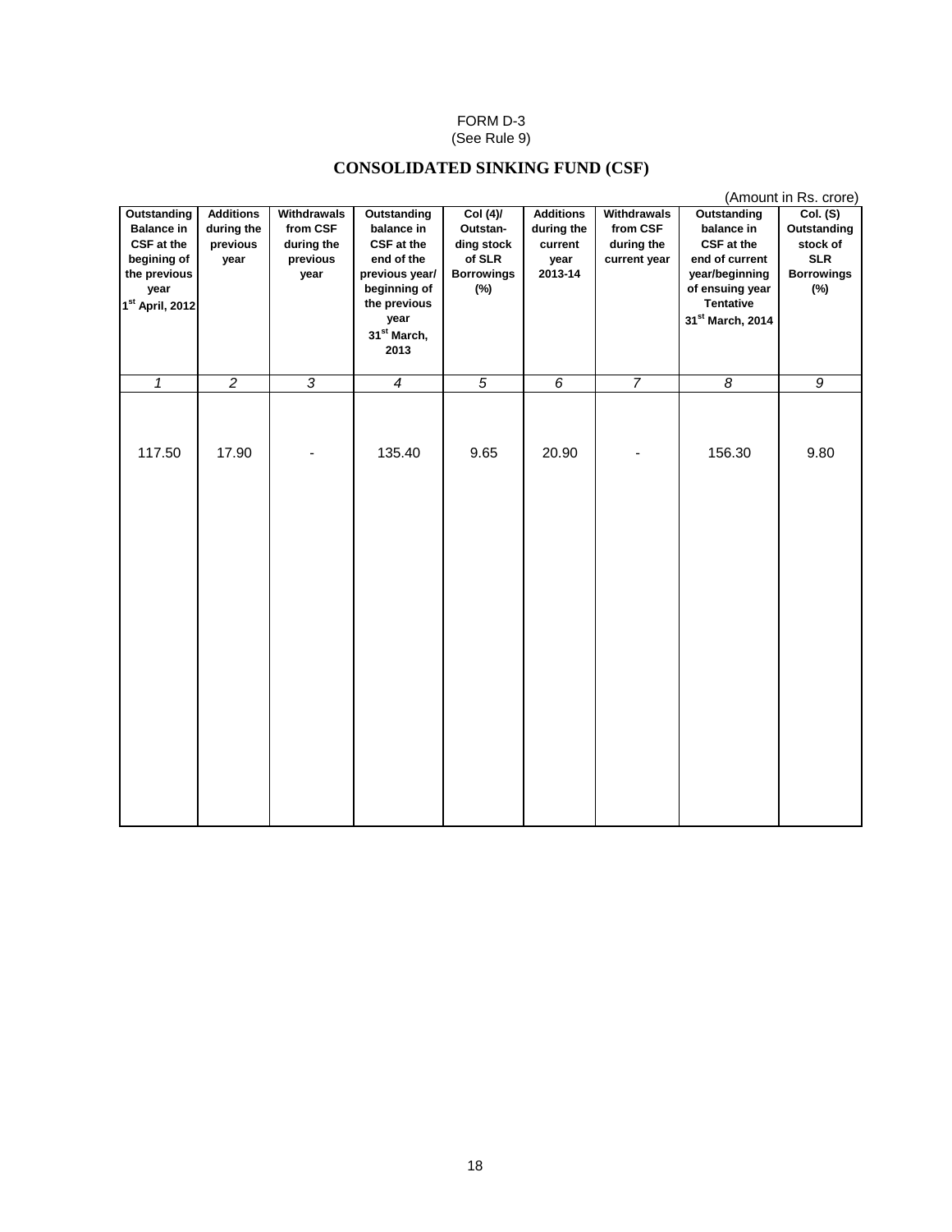FORM D-3
(See Rule 9)

## CONSOLIDATED SINKING FUND (CSF)

(Amount in Rs. crore)

| Outstanding Balance in CSF at the begining of the previous year 1st April, 2012 | Additions during the previous year | Withdrawals from CSF during the previous year | Outstanding balance in CSF at the end of the previous year/ beginning of the previous year 31st March, 2013 | Col (4)/ Outstan-ding stock of SLR Borrowings (%) | Additions during the current year 2013-14 | Withdrawals from CSF during the current year | Outstanding balance in CSF at the end of current year/beginning of ensuing year Tentative 31st March, 2014 | Col. (S) Outstanding stock of SLR Borrowings (%) |
|---|---|---|---|---|---|---|---|---|
| *1* | *2* | *3* | *4* | *5* | *6* | *7* | *8* | *9* |
| 117.50 | 17.90 | - | 135.40 | 9.65 | 20.90 | - | 156.30 | 9.80 |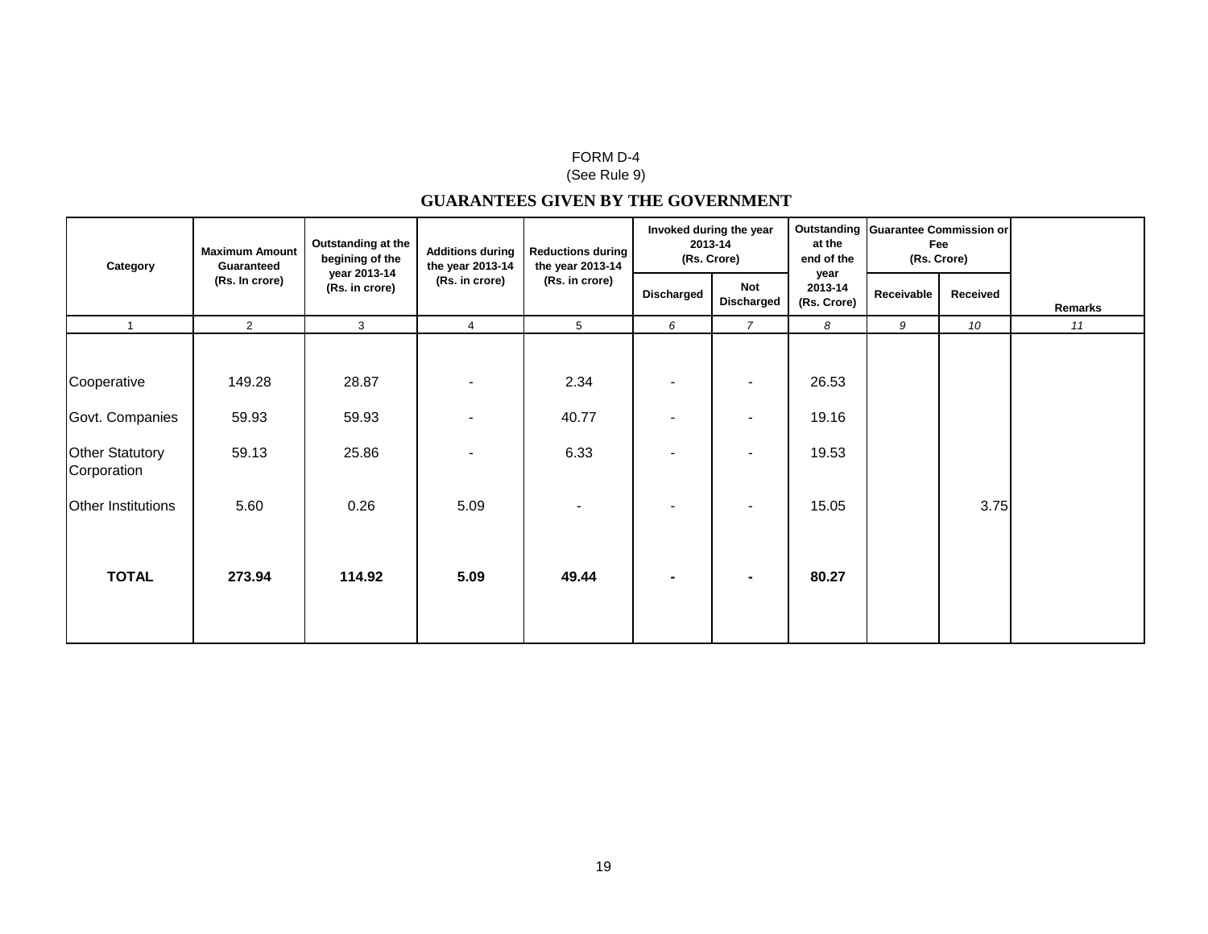FORM D-4
(See Rule 9)

## GUARANTEES GIVEN BY THE GOVERNMENT

| Category | Maximum Amount Guaranteed (Rs. In crore) | Outstanding at the begining of the year 2013-14 (Rs. in crore) | Additions during the year 2013-14 (Rs. in crore) | Reductions during the year 2013-14 (Rs. in crore) | Invoked during the year 2013-14 (Rs. Crore) | | Outstanding at the end of the year 2013-14 (Rs. Crore) | Guarantee Commission or Fee (Rs. Crore) | | Remarks |
|---|---|---|---|---|---|---|---|---|---|---|
| | | | | | Discharged | Not Discharged | | Receivable | Received | |
| 1 | 2 | 3 | 4 | 5 | 6 | 7 | 8 | 9 | 10 | 11 |
| Cooperative | 149.28 | 28.87 | - | 2.34 | - | - | 26.53 | | | |
| Govt. Companies | 59.93 | 59.93 | - | 40.77 | - | - | 19.16 | | | |
| Other Statutory Corporation | 59.13 | 25.86 | - | 6.33 | - | - | 19.53 | | | |
| Other Institutions | 5.60 | 0.26 | 5.09 | - | - | - | 15.05 | | 3.75 | |
| **TOTAL** | **273.94** | **114.92** | **5.09** | **49.44** | **-** | **-** | **80.27** | | | |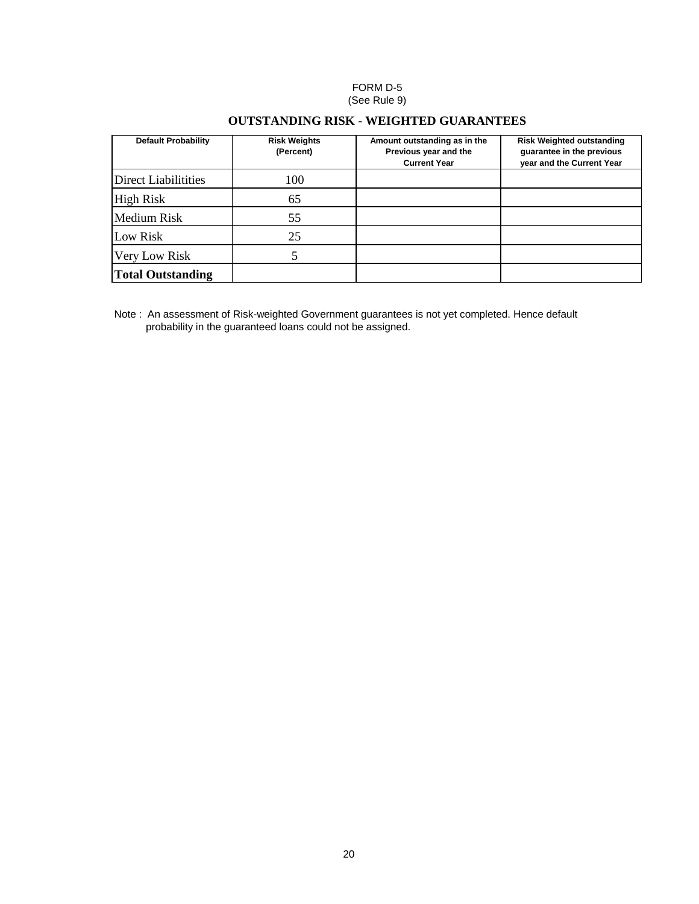FORM D-5
(See Rule 9)

## OUTSTANDING RISK - WEIGHTED GUARANTEES

| Default Probability | Risk Weights (Percent) | Amount outstanding as in the Previous year and the Current Year | Risk Weighted outstanding guarantee in the previous year and the Current Year |
|---|---|---|---|
| Direct Liabilitities | 100 | | |
| High Risk | 65 | | |
| Medium Risk | 55 | | |
| Low Risk | 25 | | |
| Very Low Risk | 5 | | |
| **Total Outstanding** | | | |

Note : An assessment of Risk-weighted Government guarantees is not yet completed. Hence default probability in the guaranteed loans could not be assigned.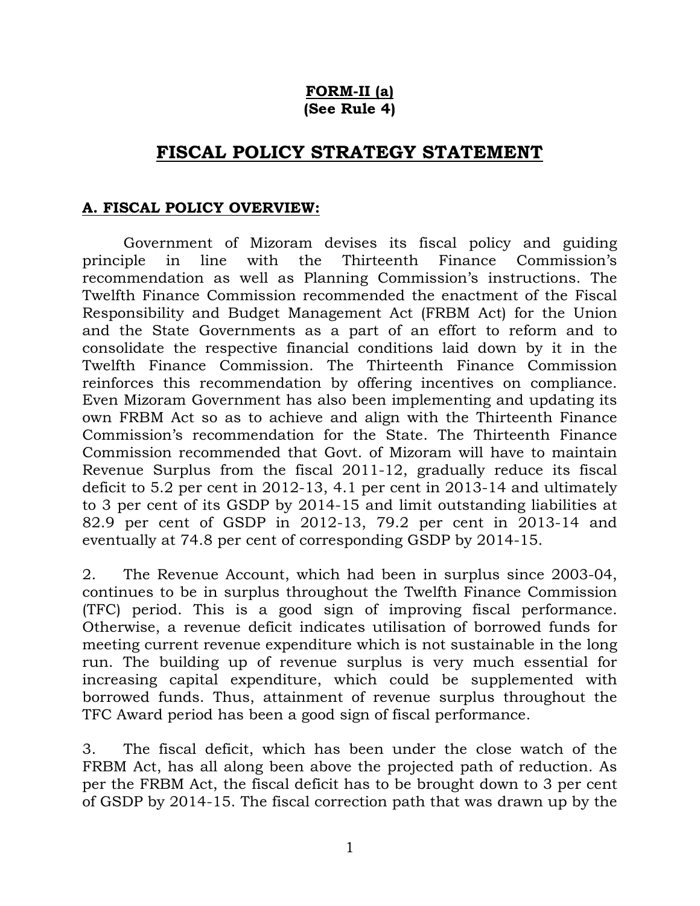**FORM-II (a)**
**(See Rule 4)**

# FISCAL POLICY STRATEGY STATEMENT

## A. FISCAL POLICY OVERVIEW:

Government of Mizoram devises its fiscal policy and guiding principle in line with the Thirteenth Finance Commission's recommendation as well as Planning Commission's instructions. The Twelfth Finance Commission recommended the enactment of the Fiscal Responsibility and Budget Management Act (FRBM Act) for the Union and the State Governments as a part of an effort to reform and to consolidate the respective financial conditions laid down by it in the Twelfth Finance Commission. The Thirteenth Finance Commission reinforces this recommendation by offering incentives on compliance. Even Mizoram Government has also been implementing and updating its own FRBM Act so as to achieve and align with the Thirteenth Finance Commission's recommendation for the State. The Thirteenth Finance Commission recommended that Govt. of Mizoram will have to maintain Revenue Surplus from the fiscal 2011-12, gradually reduce its fiscal deficit to 5.2 per cent in 2012-13, 4.1 per cent in 2013-14 and ultimately to 3 per cent of its GSDP by 2014-15 and limit outstanding liabilities at 82.9 per cent of GSDP in 2012-13, 79.2 per cent in 2013-14 and eventually at 74.8 per cent of corresponding GSDP by 2014-15.

2. The Revenue Account, which had been in surplus since 2003-04, continues to be in surplus throughout the Twelfth Finance Commission (TFC) period. This is a good sign of improving fiscal performance. Otherwise, a revenue deficit indicates utilisation of borrowed funds for meeting current revenue expenditure which is not sustainable in the long run. The building up of revenue surplus is very much essential for increasing capital expenditure, which could be supplemented with borrowed funds. Thus, attainment of revenue surplus throughout the TFC Award period has been a good sign of fiscal performance.

3. The fiscal deficit, which has been under the close watch of the FRBM Act, has all along been above the projected path of reduction. As per the FRBM Act, the fiscal deficit has to be brought down to 3 per cent of GSDP by 2014-15. The fiscal correction path that was drawn up by the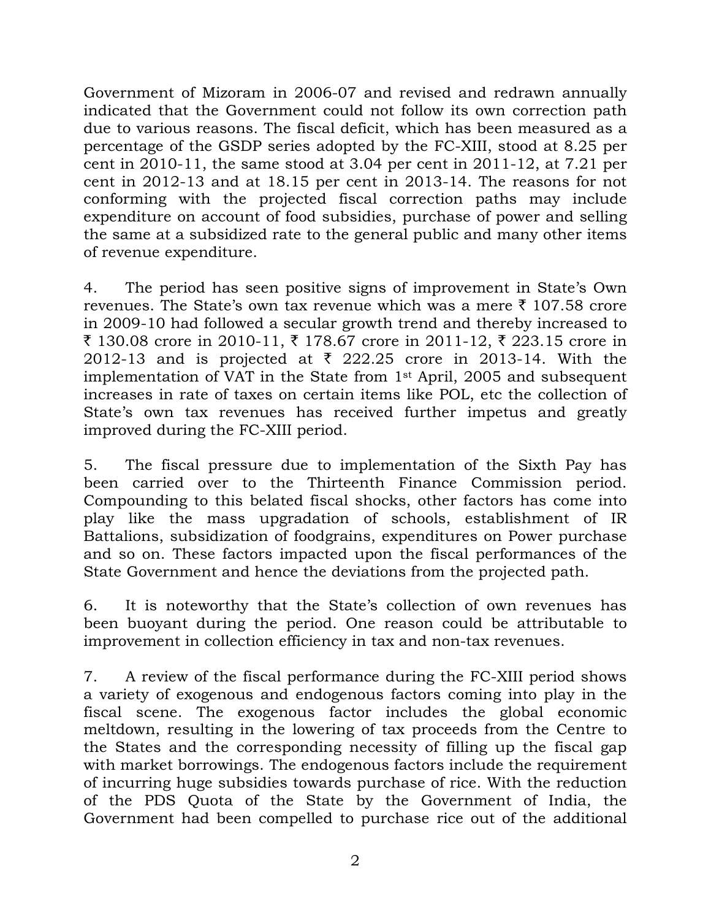Government of Mizoram in 2006-07 and revised and redrawn annually indicated that the Government could not follow its own correction path due to various reasons. The fiscal deficit, which has been measured as a percentage of the GSDP series adopted by the FC-XIII, stood at 8.25 per cent in 2010-11, the same stood at 3.04 per cent in 2011-12, at 7.21 per cent in 2012-13 and at 18.15 per cent in 2013-14. The reasons for not conforming with the projected fiscal correction paths may include expenditure on account of food subsidies, purchase of power and selling the same at a subsidized rate to the general public and many other items of revenue expenditure.

4. The period has seen positive signs of improvement in State's Own revenues. The State's own tax revenue which was a mere ₹ 107.58 crore in 2009-10 had followed a secular growth trend and thereby increased to ₹ 130.08 crore in 2010-11, ₹ 178.67 crore in 2011-12, ₹ 223.15 crore in 2012-13 and is projected at ₹ 222.25 crore in 2013-14. With the implementation of VAT in the State from 1st April, 2005 and subsequent increases in rate of taxes on certain items like POL, etc the collection of State's own tax revenues has received further impetus and greatly improved during the FC-XIII period.

5. The fiscal pressure due to implementation of the Sixth Pay has been carried over to the Thirteenth Finance Commission period. Compounding to this belated fiscal shocks, other factors has come into play like the mass upgradation of schools, establishment of IR Battalions, subsidization of foodgrains, expenditures on Power purchase and so on. These factors impacted upon the fiscal performances of the State Government and hence the deviations from the projected path.

6. It is noteworthy that the State's collection of own revenues has been buoyant during the period. One reason could be attributable to improvement in collection efficiency in tax and non-tax revenues.

7. A review of the fiscal performance during the FC-XIII period shows a variety of exogenous and endogenous factors coming into play in the fiscal scene. The exogenous factor includes the global economic meltdown, resulting in the lowering of tax proceeds from the Centre to the States and the corresponding necessity of filling up the fiscal gap with market borrowings. The endogenous factors include the requirement of incurring huge subsidies towards purchase of rice. With the reduction of the PDS Quota of the State by the Government of India, the Government had been compelled to purchase rice out of the additional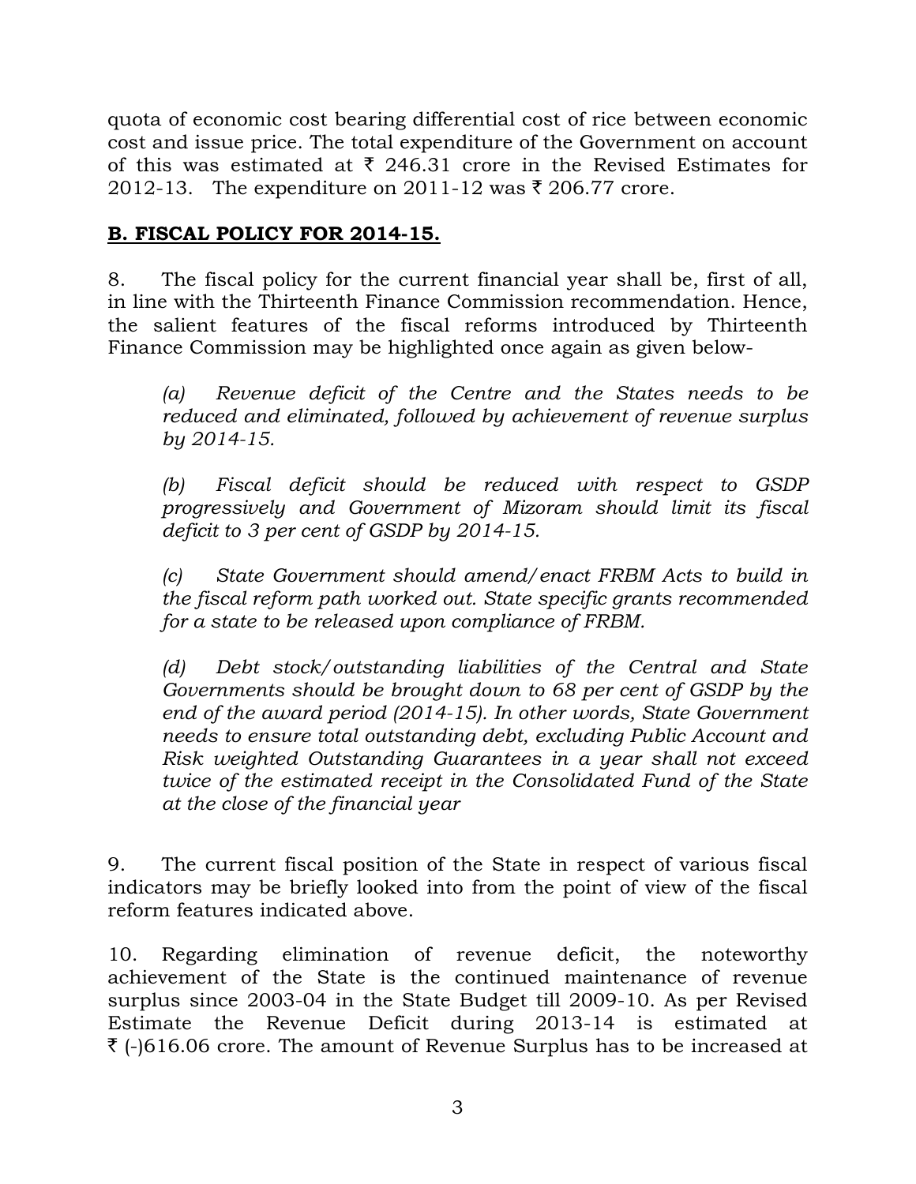quota of economic cost bearing differential cost of rice between economic cost and issue price. The total expenditure of the Government on account of this was estimated at ₹ 246.31 crore in the Revised Estimates for 2012-13. The expenditure on 2011-12 was ₹ 206.77 crore.

## B. FISCAL POLICY FOR 2014-15.

8. The fiscal policy for the current financial year shall be, first of all, in line with the Thirteenth Finance Commission recommendation. Hence, the salient features of the fiscal reforms introduced by Thirteenth Finance Commission may be highlighted once again as given below-

> *(a) Revenue deficit of the Centre and the States needs to be reduced and eliminated, followed by achievement of revenue surplus by 2014-15.*
>
> *(b) Fiscal deficit should be reduced with respect to GSDP progressively and Government of Mizoram should limit its fiscal deficit to 3 per cent of GSDP by 2014-15.*
>
> *(c) State Government should amend/enact FRBM Acts to build in the fiscal reform path worked out. State specific grants recommended for a state to be released upon compliance of FRBM.*
>
> *(d) Debt stock/outstanding liabilities of the Central and State Governments should be brought down to 68 per cent of GSDP by the end of the award period (2014-15). In other words, State Government needs to ensure total outstanding debt, excluding Public Account and Risk weighted Outstanding Guarantees in a year shall not exceed twice of the estimated receipt in the Consolidated Fund of the State at the close of the financial year*

9. The current fiscal position of the State in respect of various fiscal indicators may be briefly looked into from the point of view of the fiscal reform features indicated above.

10. Regarding elimination of revenue deficit, the noteworthy achievement of the State is the continued maintenance of revenue surplus since 2003-04 in the State Budget till 2009-10. As per Revised Estimate the Revenue Deficit during 2013-14 is estimated at ₹ (-)616.06 crore. The amount of Revenue Surplus has to be increased at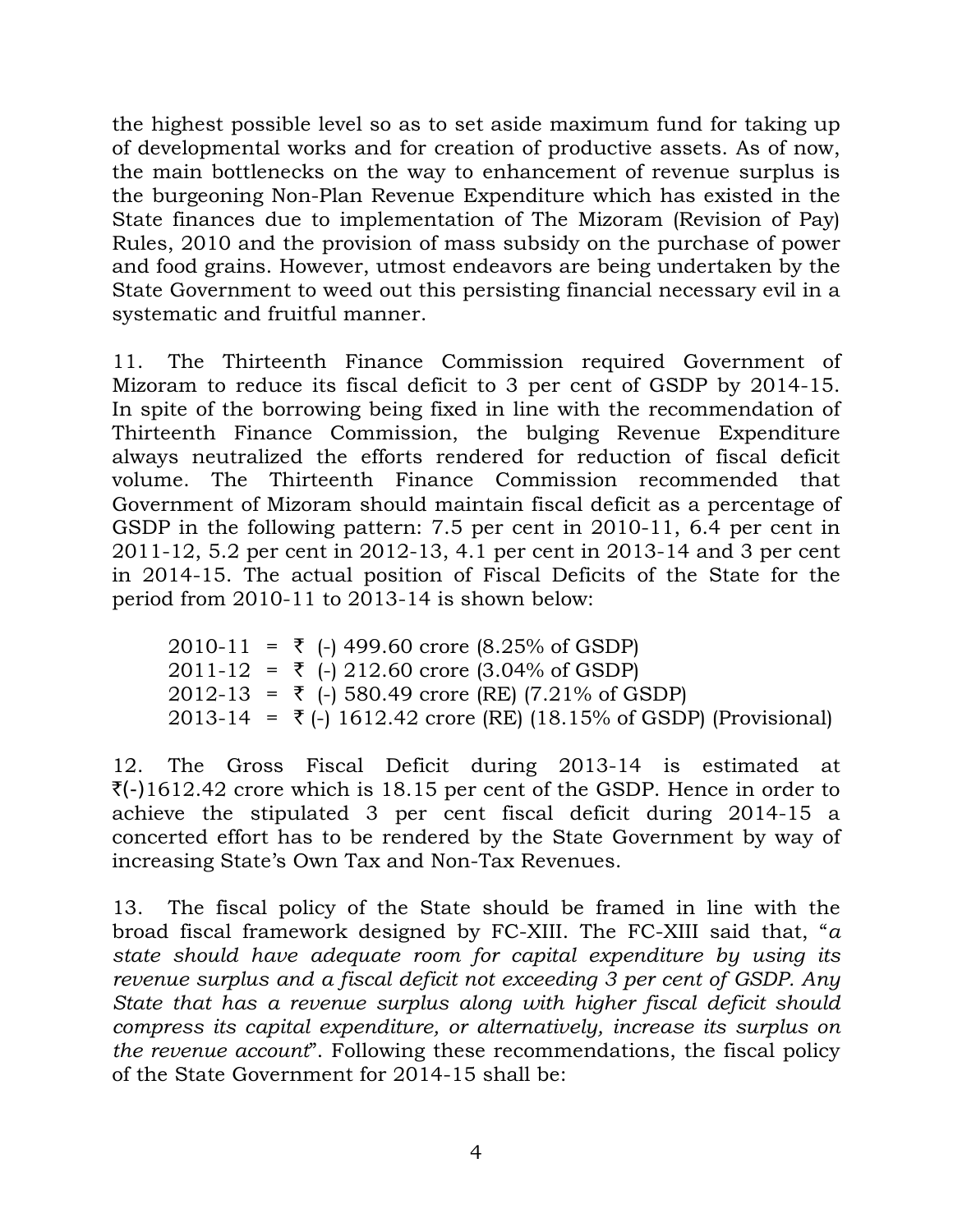the highest possible level so as to set aside maximum fund for taking up of developmental works and for creation of productive assets. As of now, the main bottlenecks on the way to enhancement of revenue surplus is the burgeoning Non-Plan Revenue Expenditure which has existed in the State finances due to implementation of The Mizoram (Revision of Pay) Rules, 2010 and the provision of mass subsidy on the purchase of power and food grains. However, utmost endeavors are being undertaken by the State Government to weed out this persisting financial necessary evil in a systematic and fruitful manner.

11. The Thirteenth Finance Commission required Government of Mizoram to reduce its fiscal deficit to 3 per cent of GSDP by 2014-15. In spite of the borrowing being fixed in line with the recommendation of Thirteenth Finance Commission, the bulging Revenue Expenditure always neutralized the efforts rendered for reduction of fiscal deficit volume. The Thirteenth Finance Commission recommended that Government of Mizoram should maintain fiscal deficit as a percentage of GSDP in the following pattern: 7.5 per cent in 2010-11, 6.4 per cent in 2011-12, 5.2 per cent in 2012-13, 4.1 per cent in 2013-14 and 3 per cent in 2014-15. The actual position of Fiscal Deficits of the State for the period from 2010-11 to 2013-14 is shown below:

2010-11 = ₹ (-) 499.60 crore (8.25% of GSDP)
2011-12 = ₹ (-) 212.60 crore (3.04% of GSDP)
2012-13 = ₹ (-) 580.49 crore (RE) (7.21% of GSDP)
2013-14 = ₹ (-) 1612.42 crore (RE) (18.15% of GSDP) (Provisional)

12. The Gross Fiscal Deficit during 2013-14 is estimated at ₹(-)1612.42 crore which is 18.15 per cent of the GSDP. Hence in order to achieve the stipulated 3 per cent fiscal deficit during 2014-15 a concerted effort has to be rendered by the State Government by way of increasing State's Own Tax and Non-Tax Revenues.

13. The fiscal policy of the State should be framed in line with the broad fiscal framework designed by FC-XIII. The FC-XIII said that, "*a state should have adequate room for capital expenditure by using its revenue surplus and a fiscal deficit not exceeding 3 per cent of GSDP. Any State that has a revenue surplus along with higher fiscal deficit should compress its capital expenditure, or alternatively, increase its surplus on the revenue account*". Following these recommendations, the fiscal policy of the State Government for 2014-15 shall be: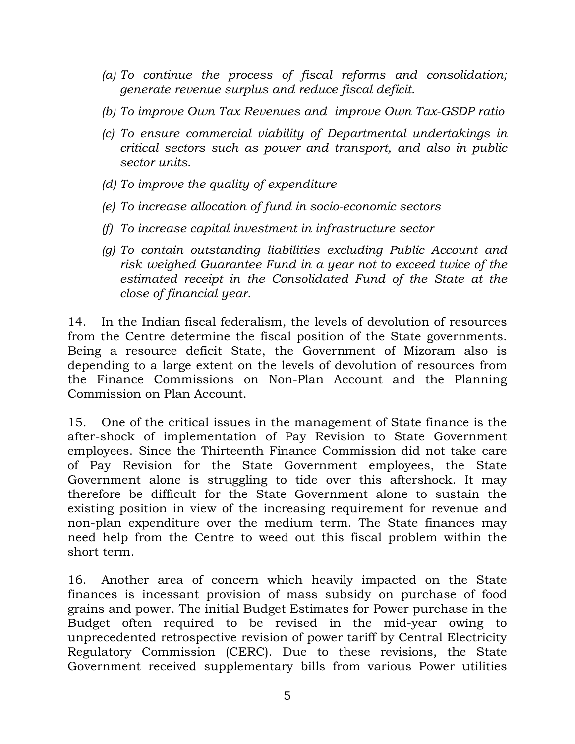(a) *To continue the process of fiscal reforms and consolidation; generate revenue surplus and reduce fiscal deficit.*

(b) *To improve Own Tax Revenues and improve Own Tax-GSDP ratio*

(c) *To ensure commercial viability of Departmental undertakings in critical sectors such as power and transport, and also in public sector units.*

(d) *To improve the quality of expenditure*

(e) *To increase allocation of fund in socio-economic sectors*

(f) *To increase capital investment in infrastructure sector*

(g) *To contain outstanding liabilities excluding Public Account and risk weighed Guarantee Fund in a year not to exceed twice of the estimated receipt in the Consolidated Fund of the State at the close of financial year.*

14. In the Indian fiscal federalism, the levels of devolution of resources from the Centre determine the fiscal position of the State governments. Being a resource deficit State, the Government of Mizoram also is depending to a large extent on the levels of devolution of resources from the Finance Commissions on Non-Plan Account and the Planning Commission on Plan Account.

15. One of the critical issues in the management of State finance is the after-shock of implementation of Pay Revision to State Government employees. Since the Thirteenth Finance Commission did not take care of Pay Revision for the State Government employees, the State Government alone is struggling to tide over this aftershock. It may therefore be difficult for the State Government alone to sustain the existing position in view of the increasing requirement for revenue and non-plan expenditure over the medium term. The State finances may need help from the Centre to weed out this fiscal problem within the short term.

16. Another area of concern which heavily impacted on the State finances is incessant provision of mass subsidy on purchase of food grains and power. The initial Budget Estimates for Power purchase in the Budget often required to be revised in the mid-year owing to unprecedented retrospective revision of power tariff by Central Electricity Regulatory Commission (CERC). Due to these revisions, the State Government received supplementary bills from various Power utilities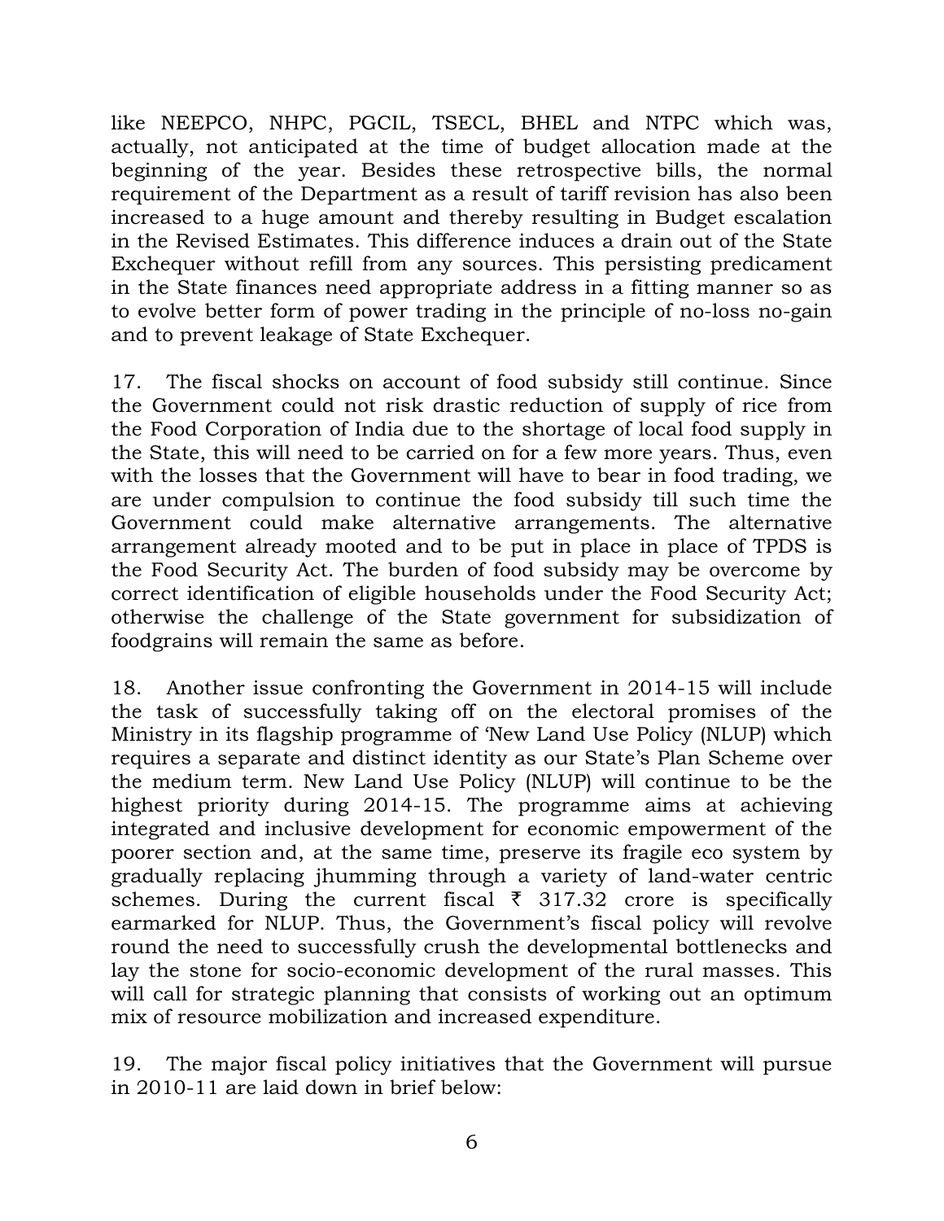like NEEPCO, NHPC, PGCIL, TSECL, BHEL and NTPC which was, actually, not anticipated at the time of budget allocation made at the beginning of the year. Besides these retrospective bills, the normal requirement of the Department as a result of tariff revision has also been increased to a huge amount and thereby resulting in Budget escalation in the Revised Estimates. This difference induces a drain out of the State Exchequer without refill from any sources. This persisting predicament in the State finances need appropriate address in a fitting manner so as to evolve better form of power trading in the principle of no-loss no-gain and to prevent leakage of State Exchequer.

17. The fiscal shocks on account of food subsidy still continue. Since the Government could not risk drastic reduction of supply of rice from the Food Corporation of India due to the shortage of local food supply in the State, this will need to be carried on for a few more years. Thus, even with the losses that the Government will have to bear in food trading, we are under compulsion to continue the food subsidy till such time the Government could make alternative arrangements. The alternative arrangement already mooted and to be put in place in place of TPDS is the Food Security Act. The burden of food subsidy may be overcome by correct identification of eligible households under the Food Security Act; otherwise the challenge of the State government for subsidization of foodgrains will remain the same as before.

18. Another issue confronting the Government in 2014-15 will include the task of successfully taking off on the electoral promises of the Ministry in its flagship programme of 'New Land Use Policy (NLUP) which requires a separate and distinct identity as our State's Plan Scheme over the medium term. New Land Use Policy (NLUP) will continue to be the highest priority during 2014-15. The programme aims at achieving integrated and inclusive development for economic empowerment of the poorer section and, at the same time, preserve its fragile eco system by gradually replacing jhumming through a variety of land-water centric schemes. During the current fiscal ₹ 317.32 crore is specifically earmarked for NLUP. Thus, the Government's fiscal policy will revolve round the need to successfully crush the developmental bottlenecks and lay the stone for socio-economic development of the rural masses. This will call for strategic planning that consists of working out an optimum mix of resource mobilization and increased expenditure.

19. The major fiscal policy initiatives that the Government will pursue in 2010-11 are laid down in brief below: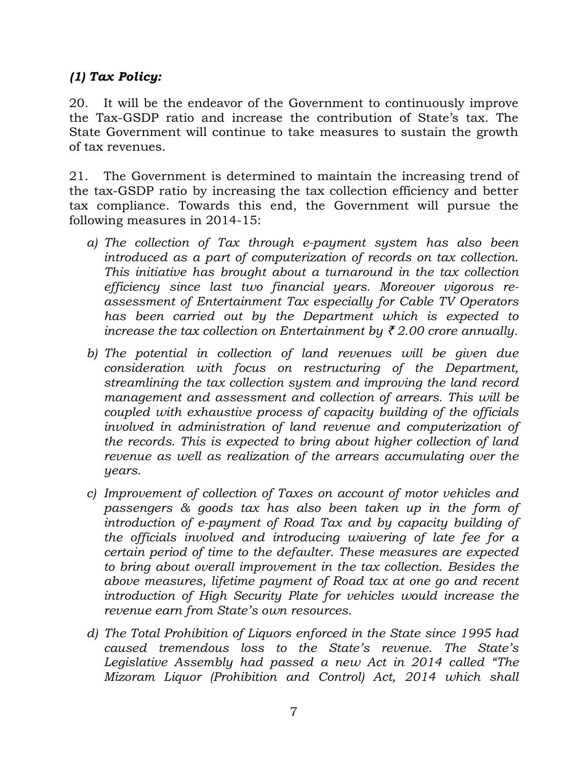### *(1) Tax Policy:*

20. It will be the endeavor of the Government to continuously improve the Tax-GSDP ratio and increase the contribution of State's tax. The State Government will continue to take measures to sustain the growth of tax revenues.

21. The Government is determined to maintain the increasing trend of the tax-GSDP ratio by increasing the tax collection efficiency and better tax compliance. Towards this end, the Government will pursue the following measures in 2014-15:

a) *The collection of Tax through e-payment system has also been introduced as a part of computerization of records on tax collection. This initiative has brought about a turnaround in the tax collection efficiency since last two financial years. Moreover vigorous re-assessment of Entertainment Tax especially for Cable TV Operators has been carried out by the Department which is expected to increase the tax collection on Entertainment by ₹ 2.00 crore annually.*

b) *The potential in collection of land revenues will be given due consideration with focus on restructuring of the Department, streamlining the tax collection system and improving the land record management and assessment and collection of arrears. This will be coupled with exhaustive process of capacity building of the officials involved in administration of land revenue and computerization of the records. This is expected to bring about higher collection of land revenue as well as realization of the arrears accumulating over the years.*

c) *Improvement of collection of Taxes on account of motor vehicles and passengers & goods tax has also been taken up in the form of introduction of e-payment of Road Tax and by capacity building of the officials involved and introducing waivering of late fee for a certain period of time to the defaulter. These measures are expected to bring about overall improvement in the tax collection. Besides the above measures, lifetime payment of Road tax at one go and recent introduction of High Security Plate for vehicles would increase the revenue earn from State's own resources.*

d) *The Total Prohibition of Liquors enforced in the State since 1995 had caused tremendous loss to the State's revenue. The State's Legislative Assembly had passed a new Act in 2014 called "The Mizoram Liquor (Prohibition and Control) Act, 2014 which shall*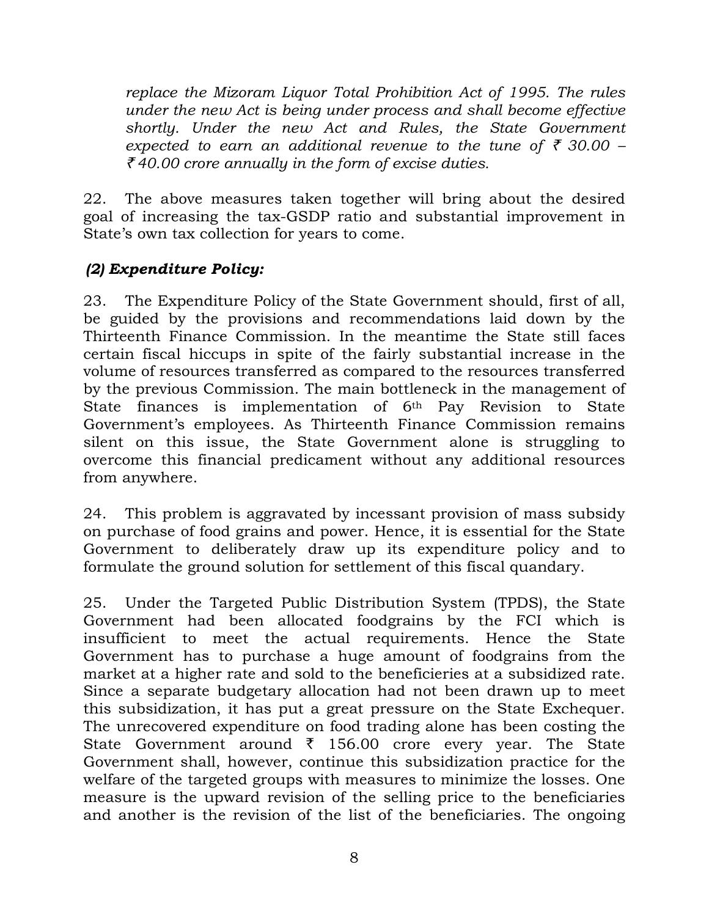*replace the Mizoram Liquor Total Prohibition Act of 1995. The rules under the new Act is being under process and shall become effective shortly. Under the new Act and Rules, the State Government expected to earn an additional revenue to the tune of ₹ 30.00 – ₹ 40.00 crore annually in the form of excise duties.*

22. The above measures taken together will bring about the desired goal of increasing the tax-GSDP ratio and substantial improvement in State's own tax collection for years to come.

***(2) Expenditure Policy:***

23. The Expenditure Policy of the State Government should, first of all, be guided by the provisions and recommendations laid down by the Thirteenth Finance Commission. In the meantime the State still faces certain fiscal hiccups in spite of the fairly substantial increase in the volume of resources transferred as compared to the resources transferred by the previous Commission. The main bottleneck in the management of State finances is implementation of 6th Pay Revision to State Government's employees. As Thirteenth Finance Commission remains silent on this issue, the State Government alone is struggling to overcome this financial predicament without any additional resources from anywhere.

24. This problem is aggravated by incessant provision of mass subsidy on purchase of food grains and power. Hence, it is essential for the State Government to deliberately draw up its expenditure policy and to formulate the ground solution for settlement of this fiscal quandary.

25. Under the Targeted Public Distribution System (TPDS), the State Government had been allocated foodgrains by the FCI which is insufficient to meet the actual requirements. Hence the State Government has to purchase a huge amount of foodgrains from the market at a higher rate and sold to the beneficieries at a subsidized rate. Since a separate budgetary allocation had not been drawn up to meet this subsidization, it has put a great pressure on the State Exchequer. The unrecovered expenditure on food trading alone has been costing the State Government around ₹ 156.00 crore every year. The State Government shall, however, continue this subsidization practice for the welfare of the targeted groups with measures to minimize the losses. One measure is the upward revision of the selling price to the beneficiaries and another is the revision of the list of the beneficiaries. The ongoing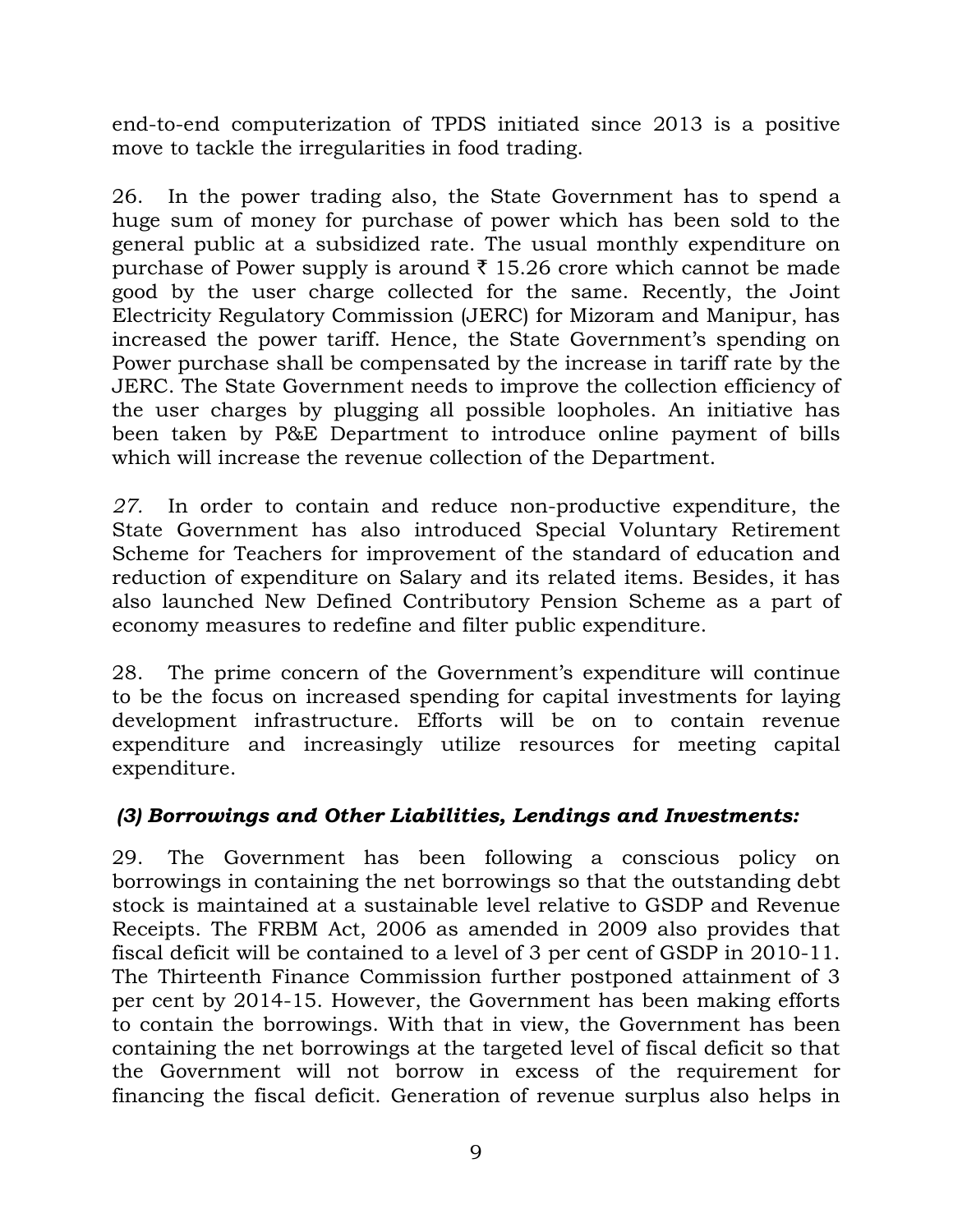end-to-end computerization of TPDS initiated since 2013 is a positive move to tackle the irregularities in food trading.

26. In the power trading also, the State Government has to spend a huge sum of money for purchase of power which has been sold to the general public at a subsidized rate. The usual monthly expenditure on purchase of Power supply is around ₹ 15.26 crore which cannot be made good by the user charge collected for the same. Recently, the Joint Electricity Regulatory Commission (JERC) for Mizoram and Manipur, has increased the power tariff. Hence, the State Government's spending on Power purchase shall be compensated by the increase in tariff rate by the JERC. The State Government needs to improve the collection efficiency of the user charges by plugging all possible loopholes. An initiative has been taken by P&E Department to introduce online payment of bills which will increase the revenue collection of the Department.

*27.* In order to contain and reduce non-productive expenditure, the State Government has also introduced Special Voluntary Retirement Scheme for Teachers for improvement of the standard of education and reduction of expenditure on Salary and its related items. Besides, it has also launched New Defined Contributory Pension Scheme as a part of economy measures to redefine and filter public expenditure.

28. The prime concern of the Government's expenditure will continue to be the focus on increased spending for capital investments for laying development infrastructure. Efforts will be on to contain revenue expenditure and increasingly utilize resources for meeting capital expenditure.

### *(3) Borrowings and Other Liabilities, Lendings and Investments:*

29. The Government has been following a conscious policy on borrowings in containing the net borrowings so that the outstanding debt stock is maintained at a sustainable level relative to GSDP and Revenue Receipts. The FRBM Act, 2006 as amended in 2009 also provides that fiscal deficit will be contained to a level of 3 per cent of GSDP in 2010-11. The Thirteenth Finance Commission further postponed attainment of 3 per cent by 2014-15. However, the Government has been making efforts to contain the borrowings. With that in view, the Government has been containing the net borrowings at the targeted level of fiscal deficit so that the Government will not borrow in excess of the requirement for financing the fiscal deficit. Generation of revenue surplus also helps in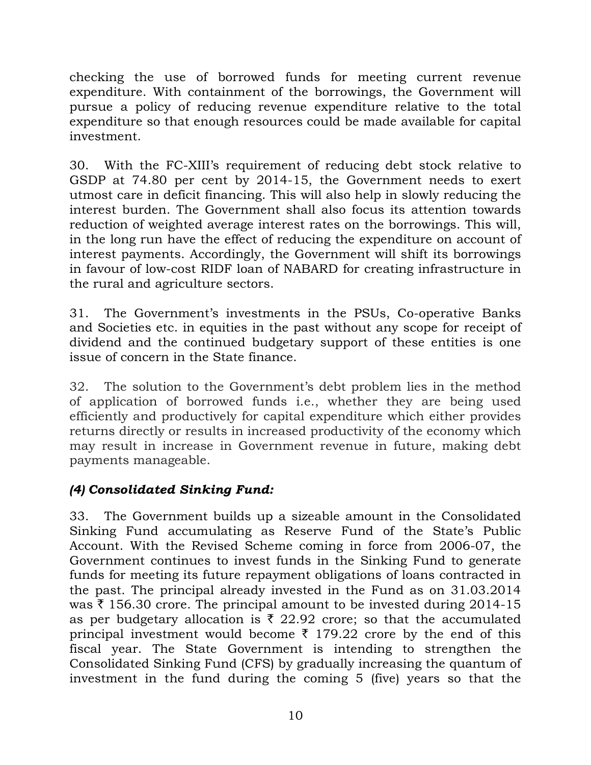checking the use of borrowed funds for meeting current revenue expenditure. With containment of the borrowings, the Government will pursue a policy of reducing revenue expenditure relative to the total expenditure so that enough resources could be made available for capital investment.

30. With the FC-XIII's requirement of reducing debt stock relative to GSDP at 74.80 per cent by 2014-15, the Government needs to exert utmost care in deficit financing. This will also help in slowly reducing the interest burden. The Government shall also focus its attention towards reduction of weighted average interest rates on the borrowings. This will, in the long run have the effect of reducing the expenditure on account of interest payments. Accordingly, the Government will shift its borrowings in favour of low-cost RIDF loan of NABARD for creating infrastructure in the rural and agriculture sectors.

31. The Government's investments in the PSUs, Co-operative Banks and Societies etc. in equities in the past without any scope for receipt of dividend and the continued budgetary support of these entities is one issue of concern in the State finance.

32. The solution to the Government's debt problem lies in the method of application of borrowed funds i.e., whether they are being used efficiently and productively for capital expenditure which either provides returns directly or results in increased productivity of the economy which may result in increase in Government revenue in future, making debt payments manageable.

### *(4) Consolidated Sinking Fund:*

33. The Government builds up a sizeable amount in the Consolidated Sinking Fund accumulating as Reserve Fund of the State's Public Account. With the Revised Scheme coming in force from 2006-07, the Government continues to invest funds in the Sinking Fund to generate funds for meeting its future repayment obligations of loans contracted in the past. The principal already invested in the Fund as on 31.03.2014 was ₹ 156.30 crore. The principal amount to be invested during 2014-15 as per budgetary allocation is ₹ 22.92 crore; so that the accumulated principal investment would become ₹ 179.22 crore by the end of this fiscal year. The State Government is intending to strengthen the Consolidated Sinking Fund (CFS) by gradually increasing the quantum of investment in the fund during the coming 5 (five) years so that the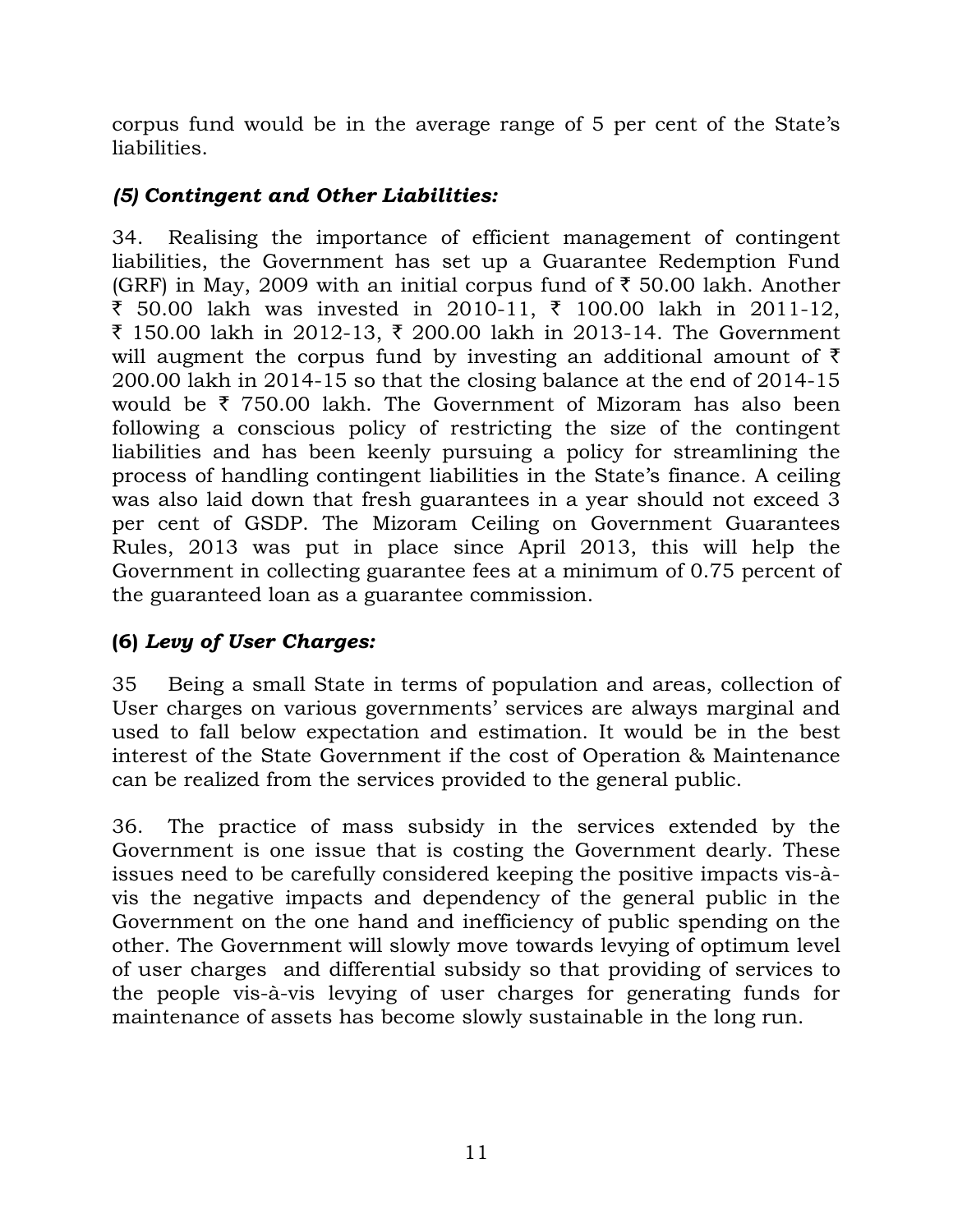corpus fund would be in the average range of 5 per cent of the State's liabilities.

### *(5) Contingent and Other Liabilities:*

34. Realising the importance of efficient management of contingent liabilities, the Government has set up a Guarantee Redemption Fund (GRF) in May, 2009 with an initial corpus fund of ₹ 50.00 lakh. Another ₹ 50.00 lakh was invested in 2010-11, ₹ 100.00 lakh in 2011-12, ₹ 150.00 lakh in 2012-13, ₹ 200.00 lakh in 2013-14. The Government will augment the corpus fund by investing an additional amount of ₹ 200.00 lakh in 2014-15 so that the closing balance at the end of 2014-15 would be ₹ 750.00 lakh. The Government of Mizoram has also been following a conscious policy of restricting the size of the contingent liabilities and has been keenly pursuing a policy for streamlining the process of handling contingent liabilities in the State's finance. A ceiling was also laid down that fresh guarantees in a year should not exceed 3 per cent of GSDP. The Mizoram Ceiling on Government Guarantees Rules, 2013 was put in place since April 2013, this will help the Government in collecting guarantee fees at a minimum of 0.75 percent of the guaranteed loan as a guarantee commission.

### **(6)** *Levy of User Charges:*

35 Being a small State in terms of population and areas, collection of User charges on various governments' services are always marginal and used to fall below expectation and estimation. It would be in the best interest of the State Government if the cost of Operation & Maintenance can be realized from the services provided to the general public.

36. The practice of mass subsidy in the services extended by the Government is one issue that is costing the Government dearly. These issues need to be carefully considered keeping the positive impacts vis-à-vis the negative impacts and dependency of the general public in the Government on the one hand and inefficiency of public spending on the other. The Government will slowly move towards levying of optimum level of user charges and differential subsidy so that providing of services to the people vis-à-vis levying of user charges for generating funds for maintenance of assets has become slowly sustainable in the long run.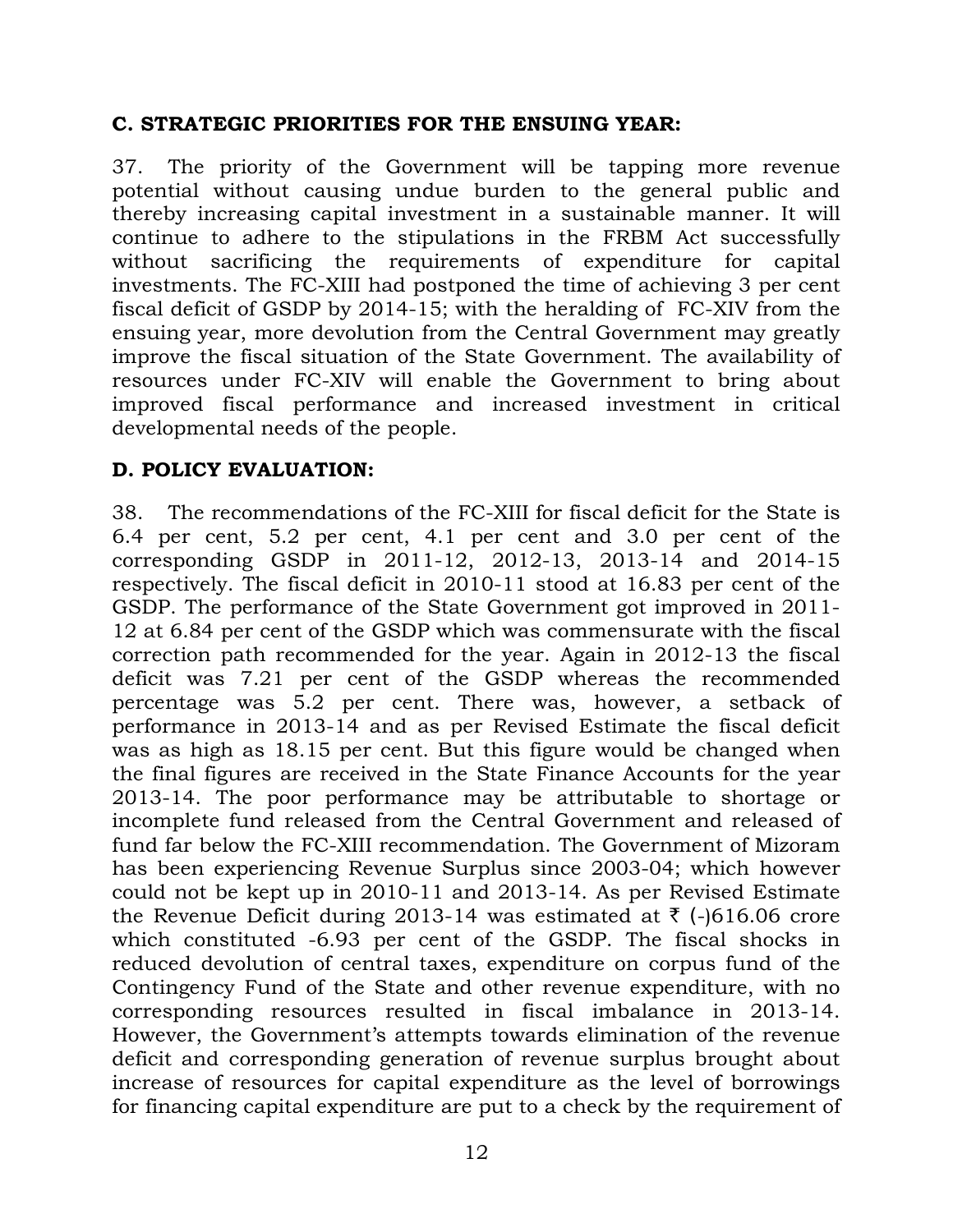**C. STRATEGIC PRIORITIES FOR THE ENSUING YEAR:**

37. The priority of the Government will be tapping more revenue potential without causing undue burden to the general public and thereby increasing capital investment in a sustainable manner. It will continue to adhere to the stipulations in the FRBM Act successfully without sacrificing the requirements of expenditure for capital investments. The FC-XIII had postponed the time of achieving 3 per cent fiscal deficit of GSDP by 2014-15; with the heralding of FC-XIV from the ensuing year, more devolution from the Central Government may greatly improve the fiscal situation of the State Government. The availability of resources under FC-XIV will enable the Government to bring about improved fiscal performance and increased investment in critical developmental needs of the people.

**D. POLICY EVALUATION:**

38. The recommendations of the FC-XIII for fiscal deficit for the State is 6.4 per cent, 5.2 per cent, 4.1 per cent and 3.0 per cent of the corresponding GSDP in 2011-12, 2012-13, 2013-14 and 2014-15 respectively. The fiscal deficit in 2010-11 stood at 16.83 per cent of the GSDP. The performance of the State Government got improved in 2011-12 at 6.84 per cent of the GSDP which was commensurate with the fiscal correction path recommended for the year. Again in 2012-13 the fiscal deficit was 7.21 per cent of the GSDP whereas the recommended percentage was 5.2 per cent. There was, however, a setback of performance in 2013-14 and as per Revised Estimate the fiscal deficit was as high as 18.15 per cent. But this figure would be changed when the final figures are received in the State Finance Accounts for the year 2013-14. The poor performance may be attributable to shortage or incomplete fund released from the Central Government and released of fund far below the FC-XIII recommendation. The Government of Mizoram has been experiencing Revenue Surplus since 2003-04; which however could not be kept up in 2010-11 and 2013-14. As per Revised Estimate the Revenue Deficit during 2013-14 was estimated at ₹ (-)616.06 crore which constituted -6.93 per cent of the GSDP. The fiscal shocks in reduced devolution of central taxes, expenditure on corpus fund of the Contingency Fund of the State and other revenue expenditure, with no corresponding resources resulted in fiscal imbalance in 2013-14. However, the Government's attempts towards elimination of the revenue deficit and corresponding generation of revenue surplus brought about increase of resources for capital expenditure as the level of borrowings for financing capital expenditure are put to a check by the requirement of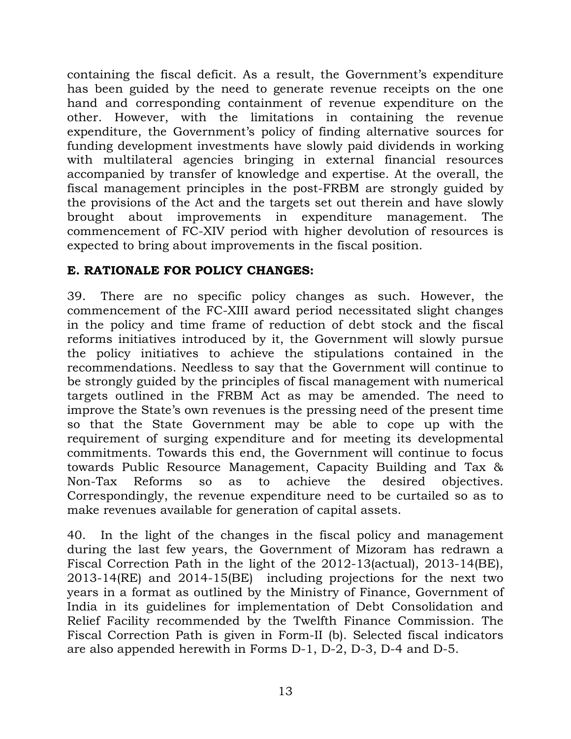containing the fiscal deficit. As a result, the Government's expenditure has been guided by the need to generate revenue receipts on the one hand and corresponding containment of revenue expenditure on the other. However, with the limitations in containing the revenue expenditure, the Government's policy of finding alternative sources for funding development investments have slowly paid dividends in working with multilateral agencies bringing in external financial resources accompanied by transfer of knowledge and expertise. At the overall, the fiscal management principles in the post-FRBM are strongly guided by the provisions of the Act and the targets set out therein and have slowly brought about improvements in expenditure management. The commencement of FC-XIV period with higher devolution of resources is expected to bring about improvements in the fiscal position.

## E. RATIONALE FOR POLICY CHANGES:

39. There are no specific policy changes as such. However, the commencement of the FC-XIII award period necessitated slight changes in the policy and time frame of reduction of debt stock and the fiscal reforms initiatives introduced by it, the Government will slowly pursue the policy initiatives to achieve the stipulations contained in the recommendations. Needless to say that the Government will continue to be strongly guided by the principles of fiscal management with numerical targets outlined in the FRBM Act as may be amended. The need to improve the State's own revenues is the pressing need of the present time so that the State Government may be able to cope up with the requirement of surging expenditure and for meeting its developmental commitments. Towards this end, the Government will continue to focus towards Public Resource Management, Capacity Building and Tax & Non-Tax Reforms so as to achieve the desired objectives. Correspondingly, the revenue expenditure need to be curtailed so as to make revenues available for generation of capital assets.

40. In the light of the changes in the fiscal policy and management during the last few years, the Government of Mizoram has redrawn a Fiscal Correction Path in the light of the 2012-13(actual), 2013-14(BE), 2013-14(RE) and 2014-15(BE) including projections for the next two years in a format as outlined by the Ministry of Finance, Government of India in its guidelines for implementation of Debt Consolidation and Relief Facility recommended by the Twelfth Finance Commission. The Fiscal Correction Path is given in Form-II (b). Selected fiscal indicators are also appended herewith in Forms D-1, D-2, D-3, D-4 and D-5.